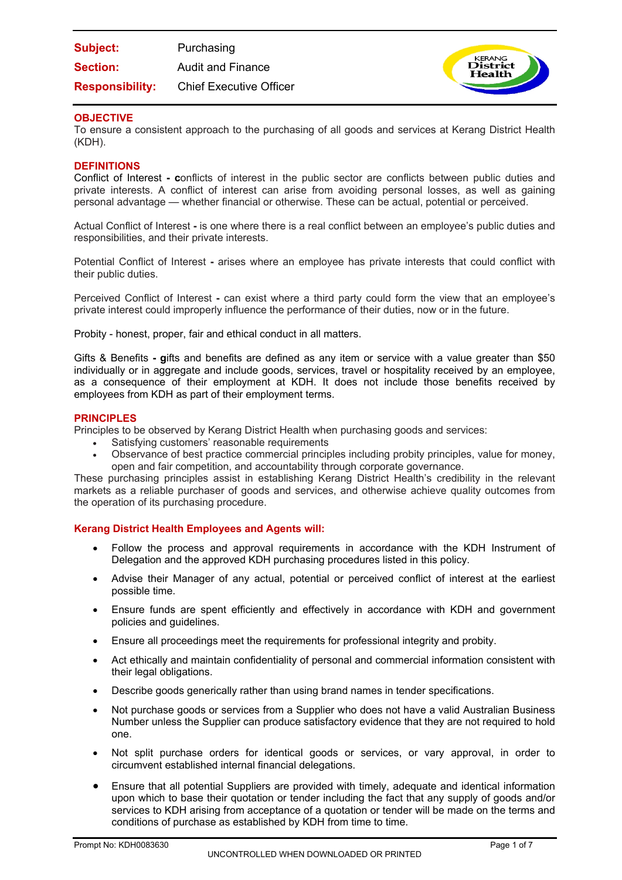**Subject:** Purchasing
**Section:** Audit and Finance
**Responsibility:** Chief Executive Officer

## OBJECTIVE

To ensure a consistent approach to the purchasing of all goods and services at Kerang District Health (KDH).

## DEFINITIONS

Conflict of Interest **- c**onflicts of interest in the public sector are conflicts between public duties and private interests. A conflict of interest can arise from avoiding personal losses, as well as gaining personal advantage — whether financial or otherwise. These can be actual, potential or perceived.

Actual Conflict of Interest **-** is one where there is a real conflict between an employee's public duties and responsibilities, and their private interests.

Potential Conflict of Interest **-** arises where an employee has private interests that could conflict with their public duties.

Perceived Conflict of Interest **-** can exist where a third party could form the view that an employee's private interest could improperly influence the performance of their duties, now or in the future.

Probity - honest, proper, fair and ethical conduct in all matters.

Gifts & Benefits **- g**ifts and benefits are defined as any item or service with a value greater than $50 individually or in aggregate and include goods, services, travel or hospitality received by an employee, as a consequence of their employment at KDH. It does not include those benefits received by employees from KDH as part of their employment terms.

## PRINCIPLES

Principles to be observed by Kerang District Health when purchasing goods and services:

- Satisfying customers' reasonable requirements
- Observance of best practice commercial principles including probity principles, value for money, open and fair competition, and accountability through corporate governance.

These purchasing principles assist in establishing Kerang District Health's credibility in the relevant markets as a reliable purchaser of goods and services, and otherwise achieve quality outcomes from the operation of its purchasing procedure.

### Kerang District Health Employees and Agents will:

- Follow the process and approval requirements in accordance with the KDH Instrument of Delegation and the approved KDH purchasing procedures listed in this policy.
- Advise their Manager of any actual, potential or perceived conflict of interest at the earliest possible time.
- Ensure funds are spent efficiently and effectively in accordance with KDH and government policies and guidelines.
- Ensure all proceedings meet the requirements for professional integrity and probity.
- Act ethically and maintain confidentiality of personal and commercial information consistent with their legal obligations.
- Describe goods generically rather than using brand names in tender specifications.
- Not purchase goods or services from a Supplier who does not have a valid Australian Business Number unless the Supplier can produce satisfactory evidence that they are not required to hold one.
- Not split purchase orders for identical goods or services, or vary approval, in order to circumvent established internal financial delegations.
- Ensure that all potential Suppliers are provided with timely, adequate and identical information upon which to base their quotation or tender including the fact that any supply of goods and/or services to KDH arising from acceptance of a quotation or tender will be made on the terms and conditions of purchase as established by KDH from time to time.

Prompt No: KDH0083630

UNCONTROLLED WHEN DOWNLOADED OR PRINTED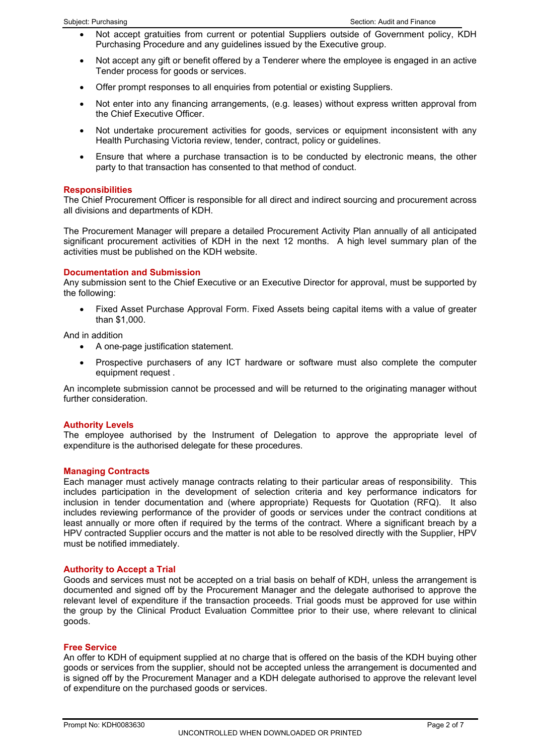- Not accept gratuities from current or potential Suppliers outside of Government policy, KDH Purchasing Procedure and any guidelines issued by the Executive group.
- Not accept any gift or benefit offered by a Tenderer where the employee is engaged in an active Tender process for goods or services.
- Offer prompt responses to all enquiries from potential or existing Suppliers.
- Not enter into any financing arrangements, (e.g. leases) without express written approval from the Chief Executive Officer.
- Not undertake procurement activities for goods, services or equipment inconsistent with any Health Purchasing Victoria review, tender, contract, policy or guidelines.
- Ensure that where a purchase transaction is to be conducted by electronic means, the other party to that transaction has consented to that method of conduct.

## Responsibilities

The Chief Procurement Officer is responsible for all direct and indirect sourcing and procurement across all divisions and departments of KDH.

The Procurement Manager will prepare a detailed Procurement Activity Plan annually of all anticipated significant procurement activities of KDH in the next 12 months. A high level summary plan of the activities must be published on the KDH website.

## Documentation and Submission

Any submission sent to the Chief Executive or an Executive Director for approval, must be supported by the following:

- Fixed Asset Purchase Approval Form. Fixed Assets being capital items with a value of greater than $1,000.

And in addition

- A one-page justification statement.
- Prospective purchasers of any ICT hardware or software must also complete the computer equipment request .

An incomplete submission cannot be processed and will be returned to the originating manager without further consideration.

## Authority Levels

The employee authorised by the Instrument of Delegation to approve the appropriate level of expenditure is the authorised delegate for these procedures.

## Managing Contracts

Each manager must actively manage contracts relating to their particular areas of responsibility. This includes participation in the development of selection criteria and key performance indicators for inclusion in tender documentation and (where appropriate) Requests for Quotation (RFQ). It also includes reviewing performance of the provider of goods or services under the contract conditions at least annually or more often if required by the terms of the contract. Where a significant breach by a HPV contracted Supplier occurs and the matter is not able to be resolved directly with the Supplier, HPV must be notified immediately.

## Authority to Accept a Trial

Goods and services must not be accepted on a trial basis on behalf of KDH, unless the arrangement is documented and signed off by the Procurement Manager and the delegate authorised to approve the relevant level of expenditure if the transaction proceeds. Trial goods must be approved for use within the group by the Clinical Product Evaluation Committee prior to their use, where relevant to clinical goods.

## Free Service

An offer to KDH of equipment supplied at no charge that is offered on the basis of the KDH buying other goods or services from the supplier, should not be accepted unless the arrangement is documented and is signed off by the Procurement Manager and a KDH delegate authorised to approve the relevant level of expenditure on the purchased goods or services.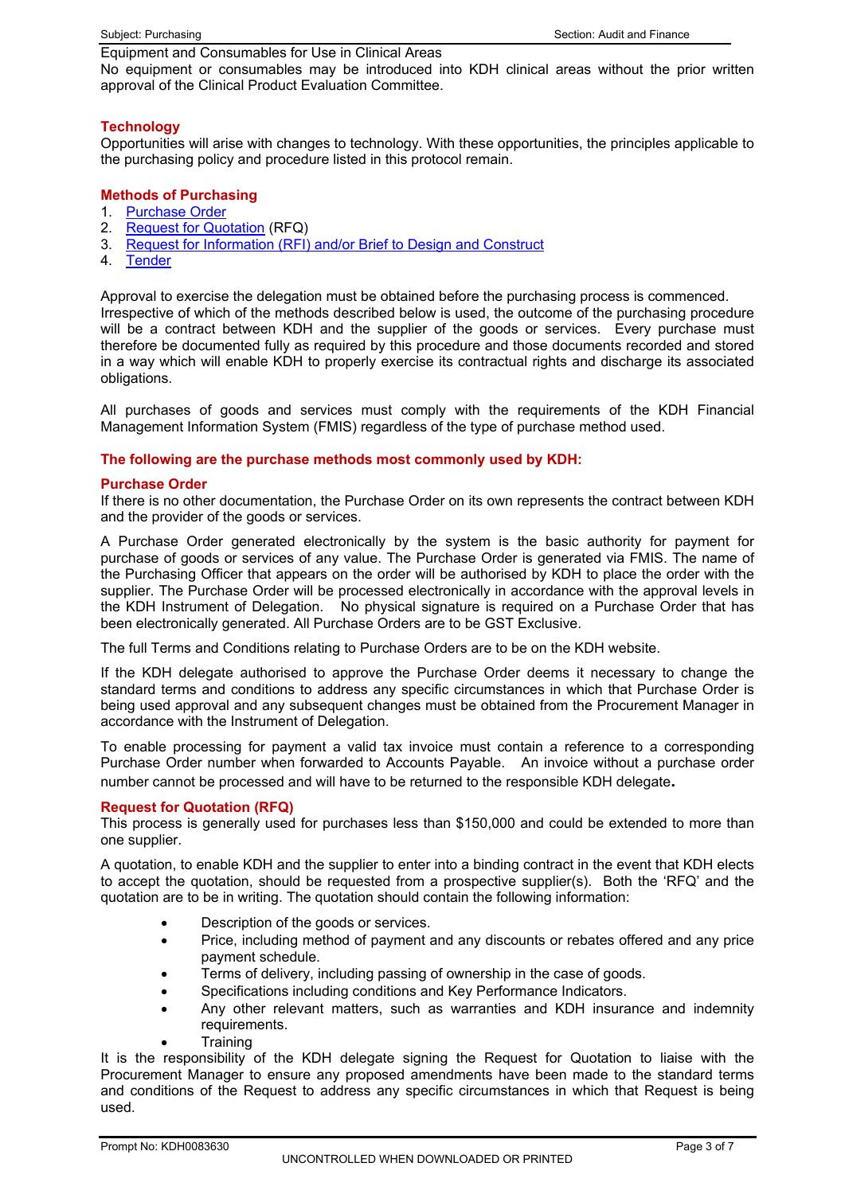Equipment and Consumables for Use in Clinical Areas

No equipment or consumables may be introduced into KDH clinical areas without the prior written approval of the Clinical Product Evaluation Committee.

## Technology

Opportunities will arise with changes to technology. With these opportunities, the principles applicable to the purchasing policy and procedure listed in this protocol remain.

## Methods of Purchasing

1. Purchase Order
2. Request for Quotation (RFQ)
3. Request for Information (RFI) and/or Brief to Design and Construct
4. Tender

Approval to exercise the delegation must be obtained before the purchasing process is commenced. Irrespective of which of the methods described below is used, the outcome of the purchasing procedure will be a contract between KDH and the supplier of the goods or services. Every purchase must therefore be documented fully as required by this procedure and those documents recorded and stored in a way which will enable KDH to properly exercise its contractual rights and discharge its associated obligations.

All purchases of goods and services must comply with the requirements of the KDH Financial Management Information System (FMIS) regardless of the type of purchase method used.

## The following are the purchase methods most commonly used by KDH:

### Purchase Order

If there is no other documentation, the Purchase Order on its own represents the contract between KDH and the provider of the goods or services.

A Purchase Order generated electronically by the system is the basic authority for payment for purchase of goods or services of any value. The Purchase Order is generated via FMIS. The name of the Purchasing Officer that appears on the order will be authorised by KDH to place the order with the supplier. The Purchase Order will be processed electronically in accordance with the approval levels in the KDH Instrument of Delegation. No physical signature is required on a Purchase Order that has been electronically generated. All Purchase Orders are to be GST Exclusive.

The full Terms and Conditions relating to Purchase Orders are to be on the KDH website.

If the KDH delegate authorised to approve the Purchase Order deems it necessary to change the standard terms and conditions to address any specific circumstances in which that Purchase Order is being used approval and any subsequent changes must be obtained from the Procurement Manager in accordance with the Instrument of Delegation.

To enable processing for payment a valid tax invoice must contain a reference to a corresponding Purchase Order number when forwarded to Accounts Payable. An invoice without a purchase order number cannot be processed and will have to be returned to the responsible KDH delegate**.**

### Request for Quotation (RFQ)

This process is generally used for purchases less than $150,000 and could be extended to more than one supplier.

A quotation, to enable KDH and the supplier to enter into a binding contract in the event that KDH elects to accept the quotation, should be requested from a prospective supplier(s). Both the 'RFQ' and the quotation are to be in writing. The quotation should contain the following information:

- Description of the goods or services.
- Price, including method of payment and any discounts or rebates offered and any price payment schedule.
- Terms of delivery, including passing of ownership in the case of goods.
- Specifications including conditions and Key Performance Indicators.
- Any other relevant matters, such as warranties and KDH insurance and indemnity requirements.
- Training

It is the responsibility of the KDH delegate signing the Request for Quotation to liaise with the Procurement Manager to ensure any proposed amendments have been made to the standard terms and conditions of the Request to address any specific circumstances in which that Request is being used.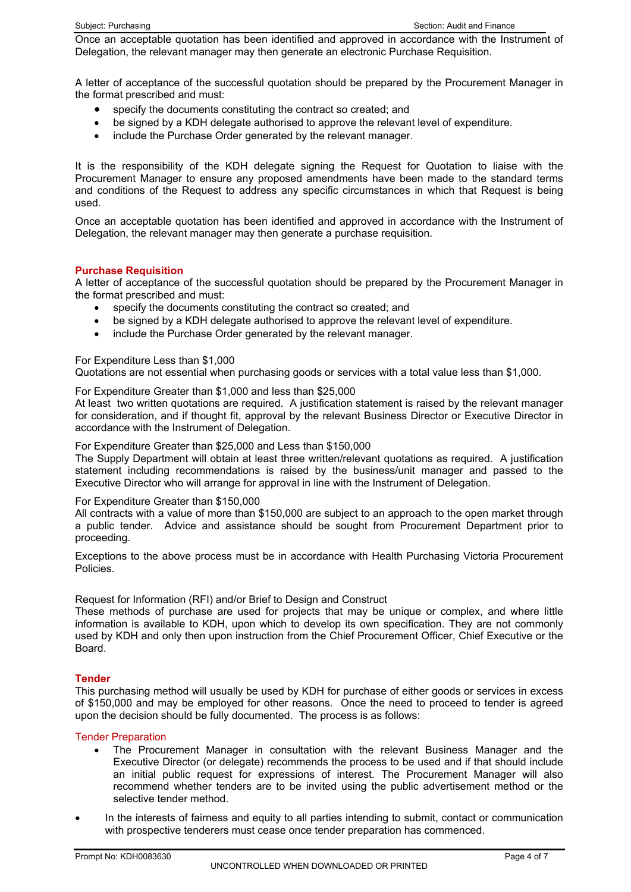Once an acceptable quotation has been identified and approved in accordance with the Instrument of Delegation, the relevant manager may then generate an electronic Purchase Requisition.

A letter of acceptance of the successful quotation should be prepared by the Procurement Manager in the format prescribed and must:

- specify the documents constituting the contract so created; and
- be signed by a KDH delegate authorised to approve the relevant level of expenditure.
- include the Purchase Order generated by the relevant manager.

It is the responsibility of the KDH delegate signing the Request for Quotation to liaise with the Procurement Manager to ensure any proposed amendments have been made to the standard terms and conditions of the Request to address any specific circumstances in which that Request is being used.

Once an acceptable quotation has been identified and approved in accordance with the Instrument of Delegation, the relevant manager may then generate a purchase requisition.

## Purchase Requisition

A letter of acceptance of the successful quotation should be prepared by the Procurement Manager in the format prescribed and must:

- specify the documents constituting the contract so created; and
- be signed by a KDH delegate authorised to approve the relevant level of expenditure.
- include the Purchase Order generated by the relevant manager.

For Expenditure Less than $1,000

Quotations are not essential when purchasing goods or services with a total value less than $1,000.

For Expenditure Greater than $1,000 and less than $25,000

At least two written quotations are required. A justification statement is raised by the relevant manager for consideration, and if thought fit, approval by the relevant Business Director or Executive Director in accordance with the Instrument of Delegation.

For Expenditure Greater than $25,000 and Less than $150,000

The Supply Department will obtain at least three written/relevant quotations as required. A justification statement including recommendations is raised by the business/unit manager and passed to the Executive Director who will arrange for approval in line with the Instrument of Delegation.

For Expenditure Greater than $150,000

All contracts with a value of more than $150,000 are subject to an approach to the open market through a public tender. Advice and assistance should be sought from Procurement Department prior to proceeding.

Exceptions to the above process must be in accordance with Health Purchasing Victoria Procurement Policies.

Request for Information (RFI) and/or Brief to Design and Construct

These methods of purchase are used for projects that may be unique or complex, and where little information is available to KDH, upon which to develop its own specification. They are not commonly used by KDH and only then upon instruction from the Chief Procurement Officer, Chief Executive or the Board.

## Tender

This purchasing method will usually be used by KDH for purchase of either goods or services in excess of $150,000 and may be employed for other reasons. Once the need to proceed to tender is agreed upon the decision should be fully documented. The process is as follows:

### Tender Preparation

- The Procurement Manager in consultation with the relevant Business Manager and the Executive Director (or delegate) recommends the process to be used and if that should include an initial public request for expressions of interest. The Procurement Manager will also recommend whether tenders are to be invited using the public advertisement method or the selective tender method.
- In the interests of fairness and equity to all parties intending to submit, contact or communication with prospective tenderers must cease once tender preparation has commenced.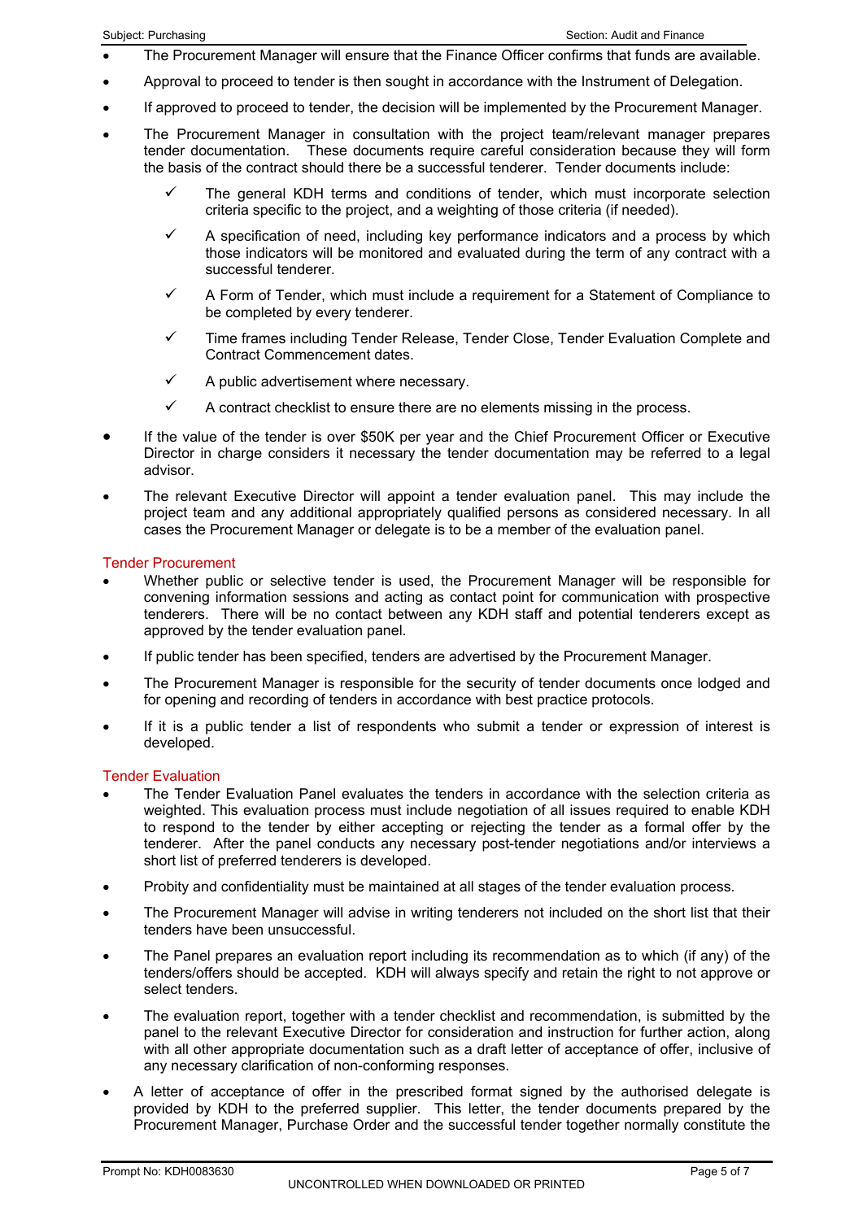- The Procurement Manager will ensure that the Finance Officer confirms that funds are available.
- Approval to proceed to tender is then sought in accordance with the Instrument of Delegation.
- If approved to proceed to tender, the decision will be implemented by the Procurement Manager.
- The Procurement Manager in consultation with the project team/relevant manager prepares tender documentation. These documents require careful consideration because they will form the basis of the contract should there be a successful tenderer. Tender documents include:
  - ✓ The general KDH terms and conditions of tender, which must incorporate selection criteria specific to the project, and a weighting of those criteria (if needed).
  - ✓ A specification of need, including key performance indicators and a process by which those indicators will be monitored and evaluated during the term of any contract with a successful tenderer.
  - ✓ A Form of Tender, which must include a requirement for a Statement of Compliance to be completed by every tenderer.
  - ✓ Time frames including Tender Release, Tender Close, Tender Evaluation Complete and Contract Commencement dates.
  - ✓ A public advertisement where necessary.
  - ✓ A contract checklist to ensure there are no elements missing in the process.
- If the value of the tender is over $50K per year and the Chief Procurement Officer or Executive Director in charge considers it necessary the tender documentation may be referred to a legal advisor.
- The relevant Executive Director will appoint a tender evaluation panel. This may include the project team and any additional appropriately qualified persons as considered necessary. In all cases the Procurement Manager or delegate is to be a member of the evaluation panel.

## Tender Procurement

- Whether public or selective tender is used, the Procurement Manager will be responsible for convening information sessions and acting as contact point for communication with prospective tenderers. There will be no contact between any KDH staff and potential tenderers except as approved by the tender evaluation panel.
- If public tender has been specified, tenders are advertised by the Procurement Manager.
- The Procurement Manager is responsible for the security of tender documents once lodged and for opening and recording of tenders in accordance with best practice protocols.
- If it is a public tender a list of respondents who submit a tender or expression of interest is developed.

## Tender Evaluation

- The Tender Evaluation Panel evaluates the tenders in accordance with the selection criteria as weighted. This evaluation process must include negotiation of all issues required to enable KDH to respond to the tender by either accepting or rejecting the tender as a formal offer by the tenderer. After the panel conducts any necessary post-tender negotiations and/or interviews a short list of preferred tenderers is developed.
- Probity and confidentiality must be maintained at all stages of the tender evaluation process.
- The Procurement Manager will advise in writing tenderers not included on the short list that their tenders have been unsuccessful.
- The Panel prepares an evaluation report including its recommendation as to which (if any) of the tenders/offers should be accepted. KDH will always specify and retain the right to not approve or select tenders.
- The evaluation report, together with a tender checklist and recommendation, is submitted by the panel to the relevant Executive Director for consideration and instruction for further action, along with all other appropriate documentation such as a draft letter of acceptance of offer, inclusive of any necessary clarification of non-conforming responses.
- A letter of acceptance of offer in the prescribed format signed by the authorised delegate is provided by KDH to the preferred supplier. This letter, the tender documents prepared by the Procurement Manager, Purchase Order and the successful tender together normally constitute the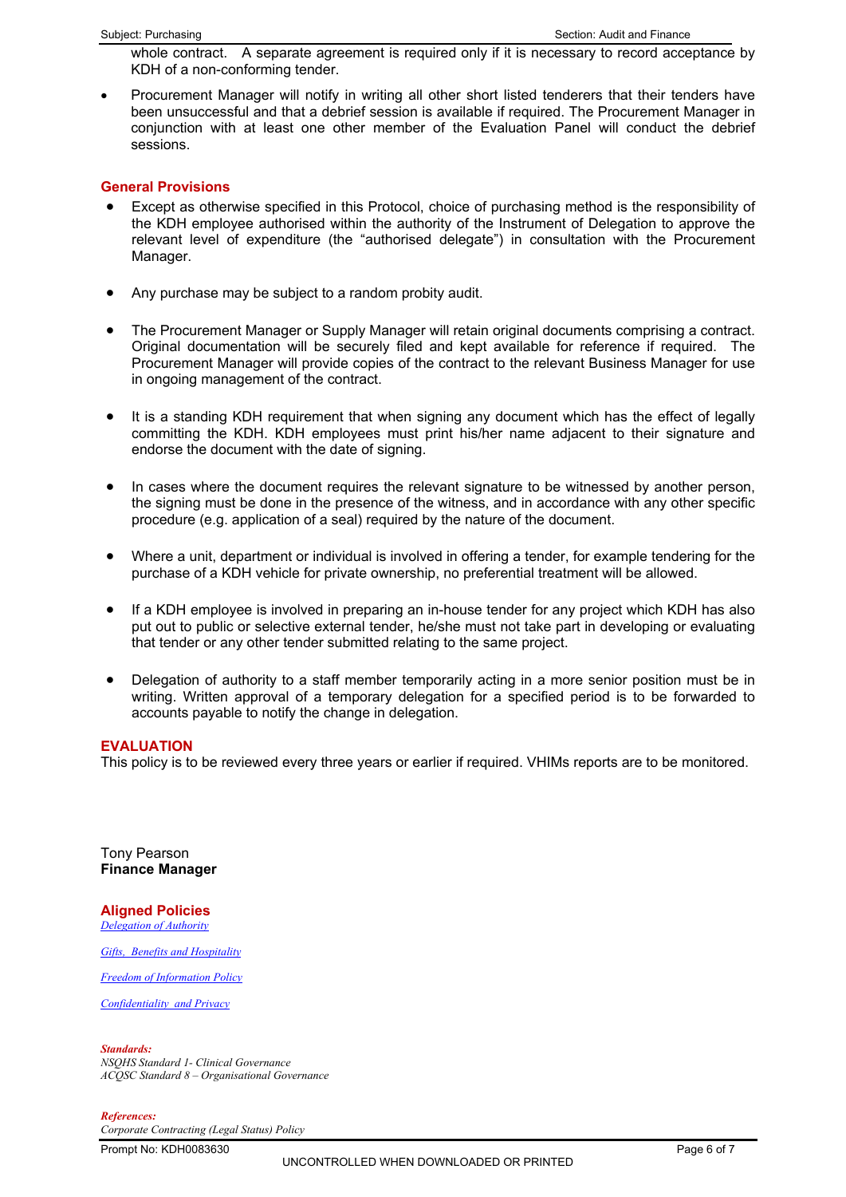whole contract. A separate agreement is required only if it is necessary to record acceptance by KDH of a non-conforming tender.

- Procurement Manager will notify in writing all other short listed tenderers that their tenders have been unsuccessful and that a debrief session is available if required. The Procurement Manager in conjunction with at least one other member of the Evaluation Panel will conduct the debrief sessions.

## General Provisions

- Except as otherwise specified in this Protocol, choice of purchasing method is the responsibility of the KDH employee authorised within the authority of the Instrument of Delegation to approve the relevant level of expenditure (the "authorised delegate") in consultation with the Procurement Manager.

- Any purchase may be subject to a random probity audit.

- The Procurement Manager or Supply Manager will retain original documents comprising a contract. Original documentation will be securely filed and kept available for reference if required. The Procurement Manager will provide copies of the contract to the relevant Business Manager for use in ongoing management of the contract.

- It is a standing KDH requirement that when signing any document which has the effect of legally committing the KDH. KDH employees must print his/her name adjacent to their signature and endorse the document with the date of signing.

- In cases where the document requires the relevant signature to be witnessed by another person, the signing must be done in the presence of the witness, and in accordance with any other specific procedure (e.g. application of a seal) required by the nature of the document.

- Where a unit, department or individual is involved in offering a tender, for example tendering for the purchase of a KDH vehicle for private ownership, no preferential treatment will be allowed.

- If a KDH employee is involved in preparing an in-house tender for any project which KDH has also put out to public or selective external tender, he/she must not take part in developing or evaluating that tender or any other tender submitted relating to the same project.

- Delegation of authority to a staff member temporarily acting in a more senior position must be in writing. Written approval of a temporary delegation for a specified period is to be forwarded to accounts payable to notify the change in delegation.

## EVALUATION

This policy is to be reviewed every three years or earlier if required. VHIMs reports are to be monitored.

Tony Pearson
**Finance Manager**

## Aligned Policies

*Delegation of Authority*

*Gifts, Benefits and Hospitality*

*Freedom of Information Policy*

*Confidentiality and Privacy*

***Standards:***
*NSQHS Standard 1- Clinical Governance*
*ACQSC Standard 8 – Organisational Governance*

***References:***
*Corporate Contracting (Legal Status) Policy*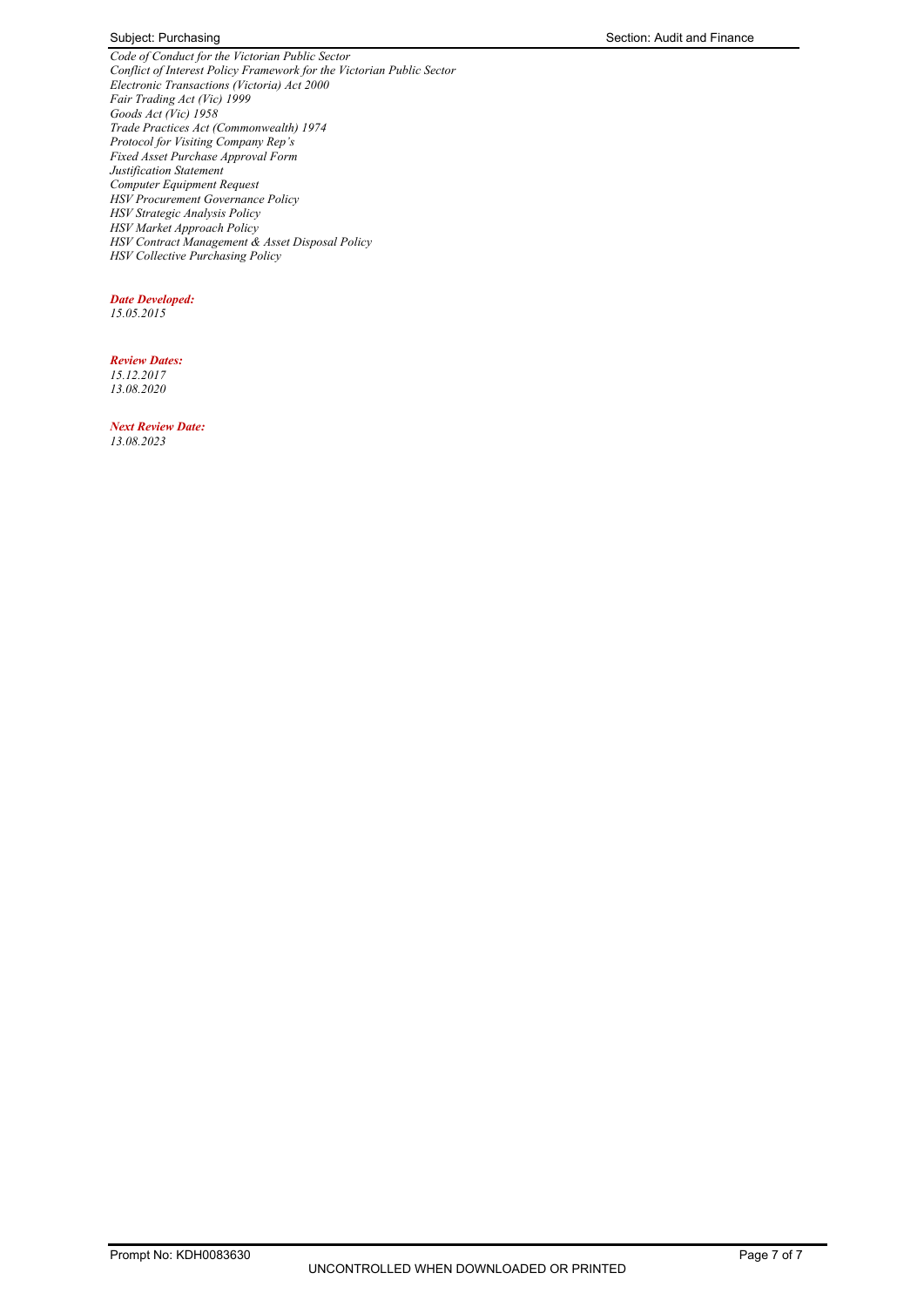*Code of Conduct for the Victorian Public Sector*
*Conflict of Interest Policy Framework for the Victorian Public Sector*
*Electronic Transactions (Victoria) Act 2000*
*Fair Trading Act (Vic) 1999*
*Goods Act (Vic) 1958*
*Trade Practices Act (Commonwealth) 1974*
*Protocol for Visiting Company Rep's*
*Fixed Asset Purchase Approval Form*
*Justification Statement*
*Computer Equipment Request*
*HSV Procurement Governance Policy*
*HSV Strategic Analysis Policy*
*HSV Market Approach Policy*
*HSV Contract Management & Asset Disposal Policy*
*HSV Collective Purchasing Policy*

***Date Developed:***
*15.05.2015*

***Review Dates:***
*15.12.2017*
*13.08.2020*

***Next Review Date:***
*13.08.2023*